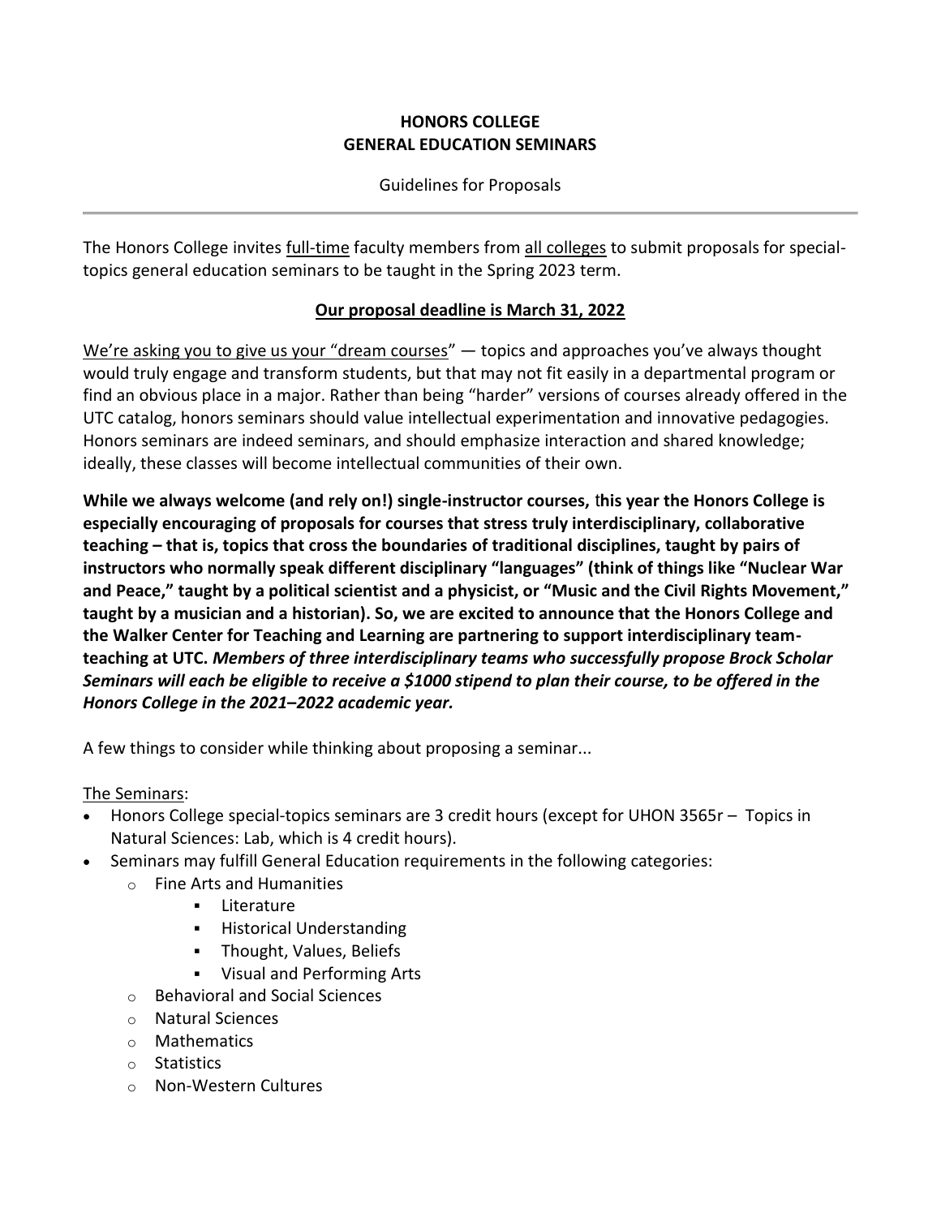# HONORS COLLEGE
# GENERAL EDUCATION SEMINARS

Guidelines for Proposals

---

The Honors College invites full-time faculty members from all colleges to submit proposals for special-topics general education seminars to be taught in the Spring 2023 term.

**Our proposal deadline is March 31, 2022**

We're asking you to give us your "dream courses" — topics and approaches you've always thought would truly engage and transform students, but that may not fit easily in a departmental program or find an obvious place in a major. Rather than being "harder" versions of courses already offered in the UTC catalog, honors seminars should value intellectual experimentation and innovative pedagogies. Honors seminars are indeed seminars, and should emphasize interaction and shared knowledge; ideally, these classes will become intellectual communities of their own.

**While we always welcome (and rely on!) single-instructor courses,** t**his year the Honors College is especially encouraging of proposals for courses that stress truly interdisciplinary, collaborative teaching – that is, topics that cross the boundaries of traditional disciplines, taught by pairs of instructors who normally speak different disciplinary "languages" (think of things like "Nuclear War and Peace," taught by a political scientist and a physicist, or "Music and the Civil Rights Movement," taught by a musician and a historian). So, we are excited to announce that the Honors College and the Walker Center for Teaching and Learning are partnering to support interdisciplinary team-teaching at UTC.** ***Members of three interdisciplinary teams who successfully propose Brock Scholar Seminars will each be eligible to receive a $1000 stipend to plan their course, to be offered in the Honors College in the 2021–2022 academic year.***

A few things to consider while thinking about proposing a seminar...

The Seminars:

- Honors College special-topics seminars are 3 credit hours (except for UHON 3565r – Topics in Natural Sciences: Lab, which is 4 credit hours).
- Seminars may fulfill General Education requirements in the following categories:
  - Fine Arts and Humanities
    - Literature
    - Historical Understanding
    - Thought, Values, Beliefs
    - Visual and Performing Arts
  - Behavioral and Social Sciences
  - Natural Sciences
  - Mathematics
  - Statistics
  - Non-Western Cultures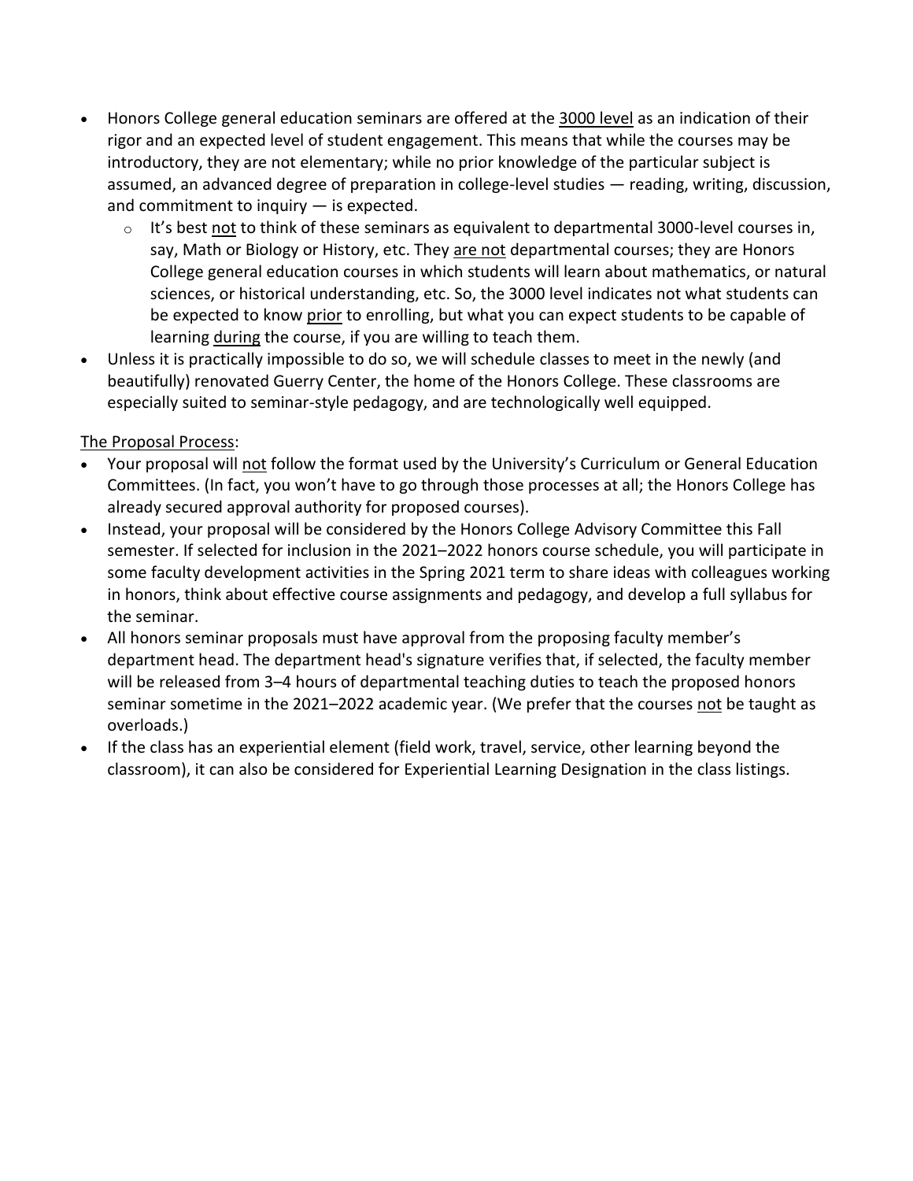- Honors College general education seminars are offered at the <u>3000 level</u> as an indication of their rigor and an expected level of student engagement. This means that while the courses may be introductory, they are not elementary; while no prior knowledge of the particular subject is assumed, an advanced degree of preparation in college-level studies — reading, writing, discussion, and commitment to inquiry — is expected.
    - It's best <u>not</u> to think of these seminars as equivalent to departmental 3000-level courses in, say, Math or Biology or History, etc. They <u>are not</u> departmental courses; they are Honors College general education courses in which students will learn about mathematics, or natural sciences, or historical understanding, etc. So, the 3000 level indicates not what students can be expected to know <u>prior</u> to enrolling, but what you can expect students to be capable of learning <u>during</u> the course, if you are willing to teach them.
- Unless it is practically impossible to do so, we will schedule classes to meet in the newly (and beautifully) renovated Guerry Center, the home of the Honors College. These classrooms are especially suited to seminar-style pedagogy, and are technologically well equipped.

<u>The Proposal Process</u>:

- Your proposal will <u>not</u> follow the format used by the University's Curriculum or General Education Committees. (In fact, you won't have to go through those processes at all; the Honors College has already secured approval authority for proposed courses).
- Instead, your proposal will be considered by the Honors College Advisory Committee this Fall semester. If selected for inclusion in the 2021–2022 honors course schedule, you will participate in some faculty development activities in the Spring 2021 term to share ideas with colleagues working in honors, think about effective course assignments and pedagogy, and develop a full syllabus for the seminar.
- All honors seminar proposals must have approval from the proposing faculty member's department head. The department head's signature verifies that, if selected, the faculty member will be released from 3–4 hours of departmental teaching duties to teach the proposed honors seminar sometime in the 2021–2022 academic year. (We prefer that the courses <u>not</u> be taught as overloads.)
- If the class has an experiential element (field work, travel, service, other learning beyond the classroom), it can also be considered for Experiential Learning Designation in the class listings.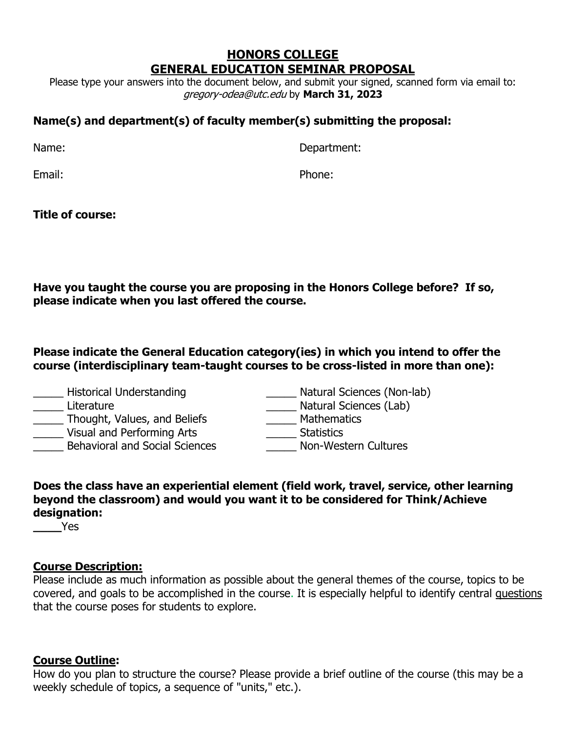# HONORS COLLEGE
# GENERAL EDUCATION SEMINAR PROPOSAL

Please type your answers into the document below, and submit your signed, scanned form via email to: *gregory-odea@utc.edu* by **March 31, 2023**

**Name(s) and department(s) of faculty member(s) submitting the proposal:**

Name: Department:

Email: Phone:

**Title of course:**

**Have you taught the course you are proposing in the Honors College before? If so, please indicate when you last offered the course.**

**Please indicate the General Education category(ies) in which you intend to offer the course (interdisciplinary team-taught courses to be cross-listed in more than one):**

_____ Historical Understanding
_____ Literature
_____ Thought, Values, and Beliefs
_____ Visual and Performing Arts
_____ Behavioral and Social Sciences
_____ Natural Sciences (Non-lab)
_____ Natural Sciences (Lab)
_____ Mathematics
_____ Statistics
_____ Non-Western Cultures

**Does the class have an experiential element (field work, travel, service, other learning beyond the classroom) and would you want it to be considered for Think/Achieve designation:**

____Yes

## Course Description:

Please include as much information as possible about the general themes of the course, topics to be covered, and goals to be accomplished in the course. It is especially helpful to identify central questions that the course poses for students to explore.

## Course Outline:

How do you plan to structure the course? Please provide a brief outline of the course (this may be a weekly schedule of topics, a sequence of "units," etc.).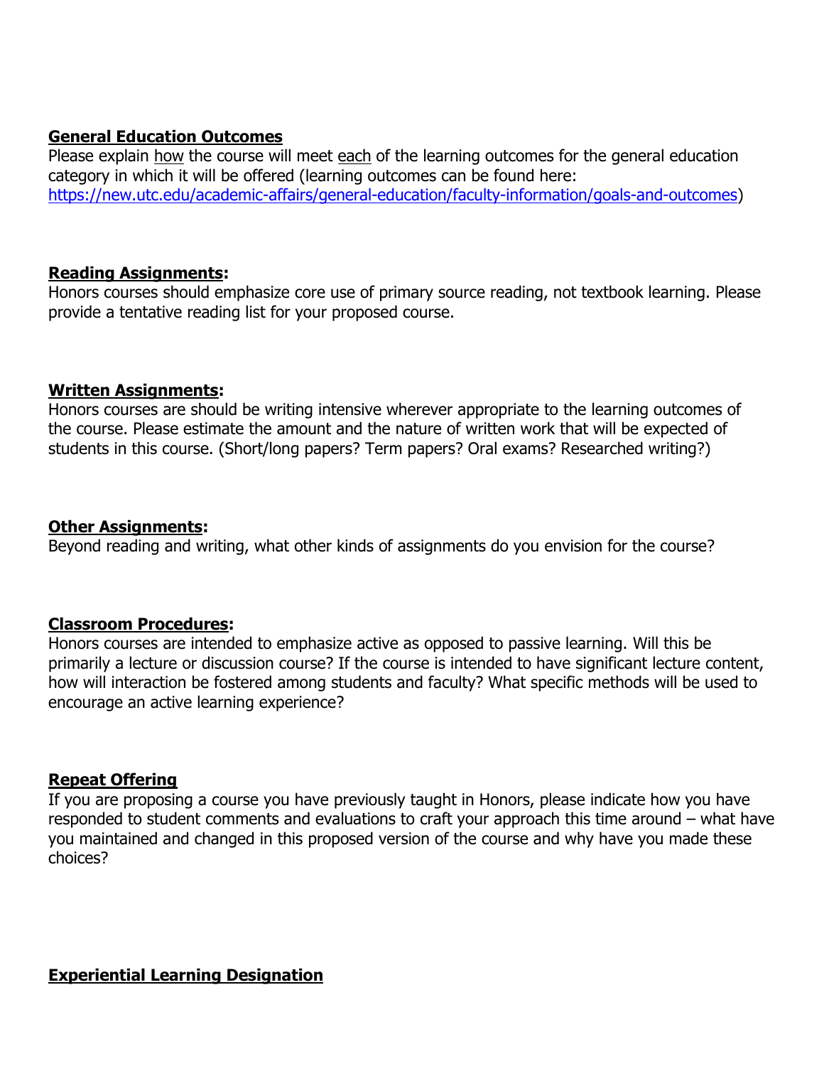**General Education Outcomes**

Please explain how the course will meet each of the learning outcomes for the general education category in which it will be offered (learning outcomes can be found here: https://new.utc.edu/academic-affairs/general-education/faculty-information/goals-and-outcomes)

**Reading Assignments:**

Honors courses should emphasize core use of primary source reading, not textbook learning. Please provide a tentative reading list for your proposed course.

**Written Assignments:**

Honors courses are should be writing intensive wherever appropriate to the learning outcomes of the course. Please estimate the amount and the nature of written work that will be expected of students in this course. (Short/long papers? Term papers? Oral exams? Researched writing?)

**Other Assignments:**

Beyond reading and writing, what other kinds of assignments do you envision for the course?

**Classroom Procedures:**

Honors courses are intended to emphasize active as opposed to passive learning. Will this be primarily a lecture or discussion course? If the course is intended to have significant lecture content, how will interaction be fostered among students and faculty? What specific methods will be used to encourage an active learning experience?

**Repeat Offering**

If you are proposing a course you have previously taught in Honors, please indicate how you have responded to student comments and evaluations to craft your approach this time around – what have you maintained and changed in this proposed version of the course and why have you made these choices?

**Experiential Learning Designation**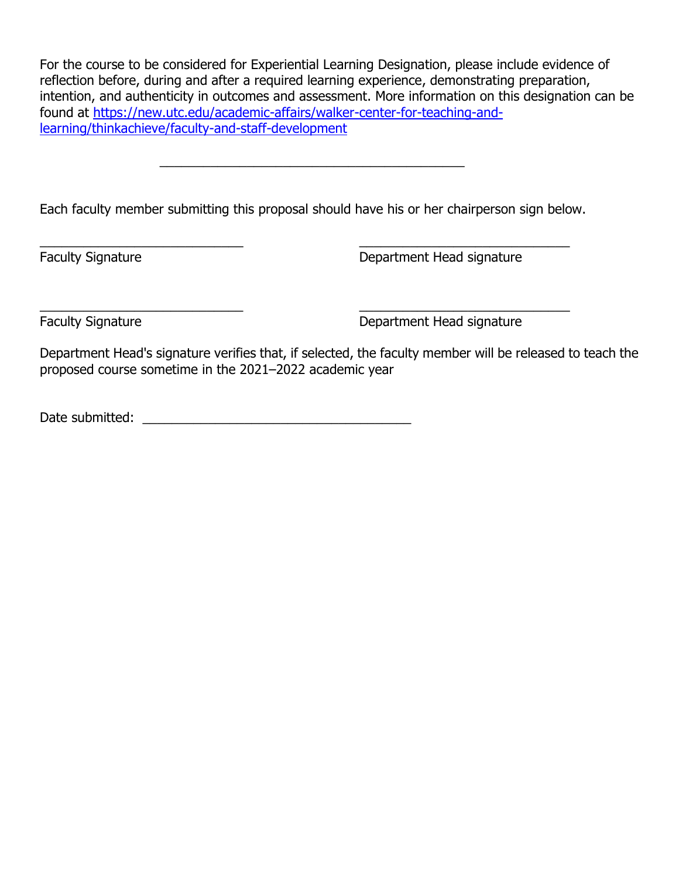For the course to be considered for Experiential Learning Designation, please include evidence of reflection before, during and after a required learning experience, demonstrating preparation, intention, and authenticity in outcomes and assessment. More information on this designation can be found at [https://new.utc.edu/academic-affairs/walker-center-for-teaching-and-learning/thinkachieve/faculty-and-staff-development](https://new.utc.edu/academic-affairs/walker-center-for-teaching-and-learning/thinkachieve/faculty-and-staff-development)

\_\_\_\_\_\_\_\_\_\_\_\_\_\_\_\_\_\_\_\_\_\_\_\_\_\_\_\_\_\_\_\_\_\_\_\_\_\_\_\_\_\_

Each faculty member submitting this proposal should have his or her chairperson sign below.

| | |
|---|---|
| \_\_\_\_\_\_\_\_\_\_\_\_\_\_\_\_\_\_\_\_\_\_\_\_\_\_\_\_ | \_\_\_\_\_\_\_\_\_\_\_\_\_\_\_\_\_\_\_\_\_\_\_\_\_\_\_\_\_ |
| Faculty Signature | Department Head signature |
| \_\_\_\_\_\_\_\_\_\_\_\_\_\_\_\_\_\_\_\_\_\_\_\_\_\_\_\_ | \_\_\_\_\_\_\_\_\_\_\_\_\_\_\_\_\_\_\_\_\_\_\_\_\_\_\_\_\_ |
| Faculty Signature | Department Head signature |

Department Head's signature verifies that, if selected, the faculty member will be released to teach the proposed course sometime in the 2021–2022 academic year

Date submitted: \_\_\_\_\_\_\_\_\_\_\_\_\_\_\_\_\_\_\_\_\_\_\_\_\_\_\_\_\_\_\_\_\_\_\_\_\_